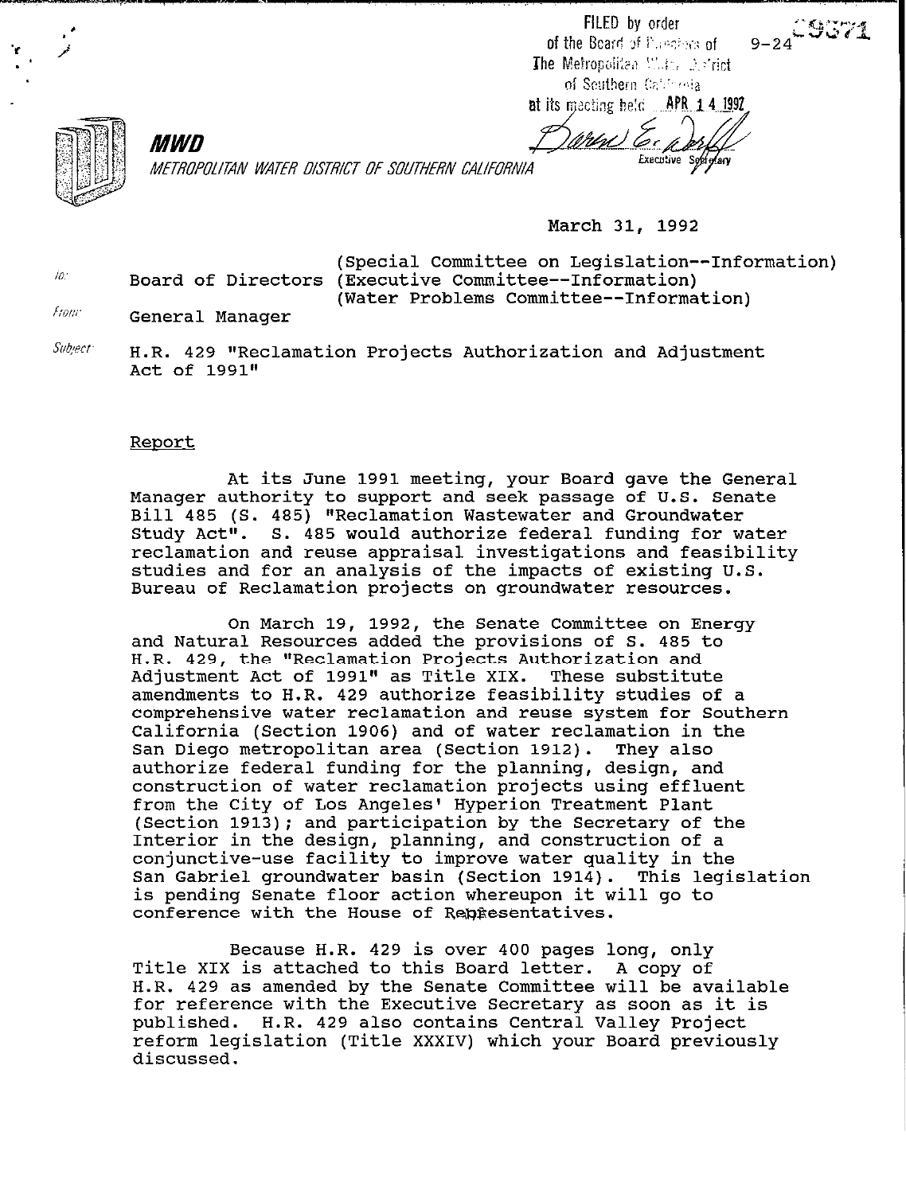FILED by order of the Board of Directors of The Metropolitan Water District of Southern California at its meeting held APR 14 1992

Executive Secretary

9-24

**MWD**

*METROPOLITAN WATER DISTRICT OF SOUTHERN CALIFORNIA*

March 31, 1992

To: Board of Directors (Special Committee on Legislation--Information) (Executive Committee--Information) (Water Problems Committee--Information)

From: General Manager

Subject: H.R. 429 "Reclamation Projects Authorization and Adjustment Act of 1991"

## Report

At its June 1991 meeting, your Board gave the General Manager authority to support and seek passage of U.S. Senate Bill 485 (S. 485) "Reclamation Wastewater and Groundwater Study Act". S. 485 would authorize federal funding for water reclamation and reuse appraisal investigations and feasibility studies and for an analysis of the impacts of existing U.S. Bureau of Reclamation projects on groundwater resources.

On March 19, 1992, the Senate Committee on Energy and Natural Resources added the provisions of S. 485 to H.R. 429, the "Reclamation Projects Authorization and Adjustment Act of 1991" as Title XIX. These substitute amendments to H.R. 429 authorize feasibility studies of a comprehensive water reclamation and reuse system for Southern California (Section 1906) and of water reclamation in the San Diego metropolitan area (Section 1912). They also authorize federal funding for the planning, design, and construction of water reclamation projects using effluent from the City of Los Angeles' Hyperion Treatment Plant (Section 1913); and participation by the Secretary of the Interior in the design, planning, and construction of a conjunctive-use facility to improve water quality in the San Gabriel groundwater basin (Section 1914). This legislation is pending Senate floor action whereupon it will go to conference with the House of Representatives.

Because H.R. 429 is over 400 pages long, only Title XIX is attached to this Board letter. A copy of H.R. 429 as amended by the Senate Committee will be available for reference with the Executive Secretary as soon as it is published. H.R. 429 also contains Central Valley Project reform legislation (Title XXXIV) which your Board previously discussed.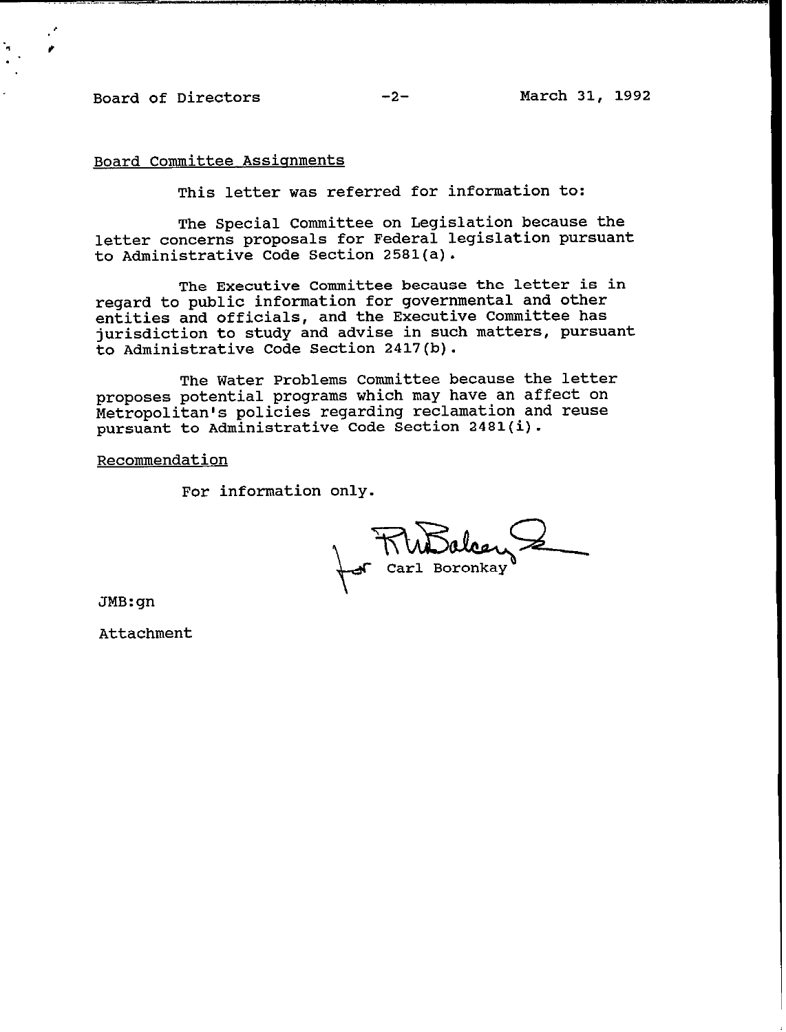## Board Committee Assignments

This letter was referred for information to:

The Special Committee on Legislation because the letter concerns proposals for Federal legislation pursuant to Administrative Code Section 2581(a).

The Executive Committee because the letter is in regard to public information for governmental and other entities and officials, and the Executive Committee has jurisdiction to study and advise in such matters, pursuant to Administrative Code Section 2417(b).

The Water Problems Committee because the letter proposes potential programs which may have an affect on Metropolitan's policies regarding reclamation and reuse pursuant to Administrative Code Section 2481(i).

## Recommendation

For information only.

for Carl Boronkay

JMB:gn

Attachment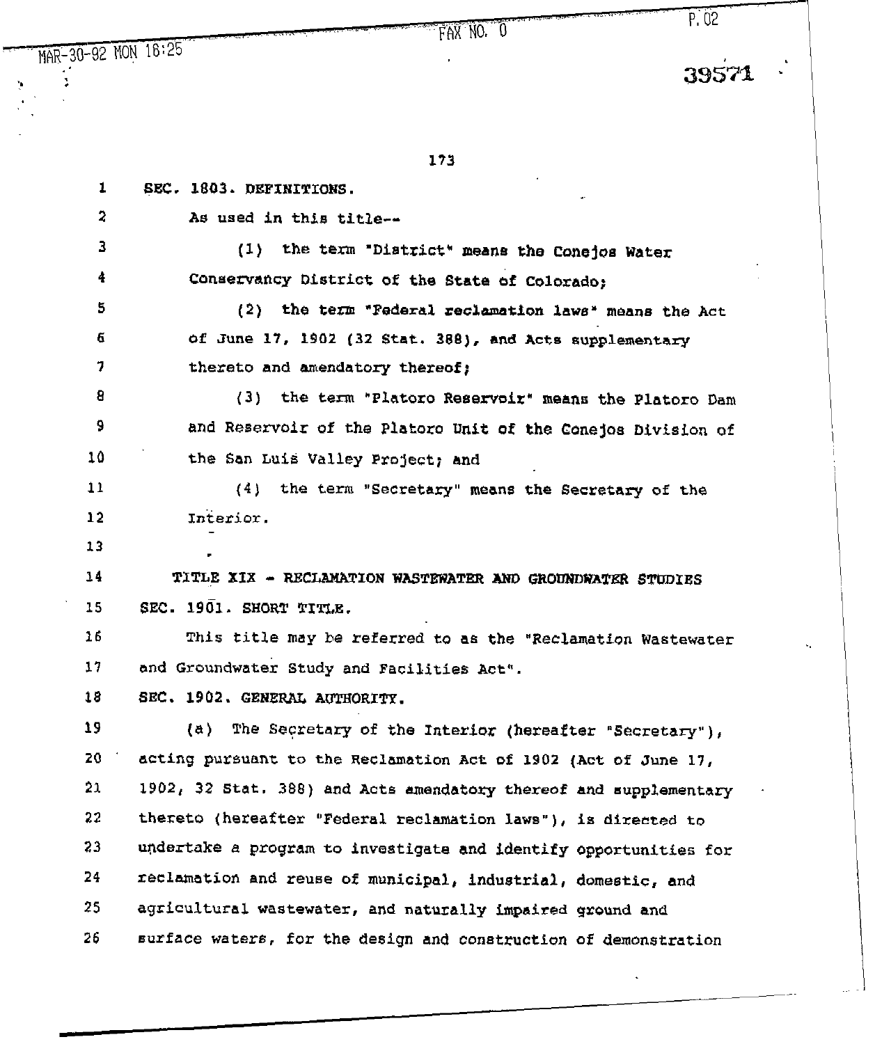SEC. 1803. DEFINITIONS.

As used in this title--

(1) the term "District" means the Conejos Water Conservancy District of the State of Colorado;

(2) the term "Federal reclamation laws" means the Act of June 17, 1902 (32 Stat. 388), and Acts supplementary thereto and amendatory thereof;

(3) the term "Platoro Reservoir" means the Platoro Dam and Reservoir of the Platoro Unit of the Conejos Division of the San Luis Valley Project; and

(4) the term "Secretary" means the Secretary of the Interior.

TITLE XIX - RECLAMATION WASTEWATER AND GROUNDWATER STUDIES

SEC. 1901. SHORT TITLE.

This title may be referred to as the "Reclamation Wastewater and Groundwater Study and Facilities Act".

SEC. 1902. GENERAL AUTHORITY.

(a) The Secretary of the Interior (hereafter "Secretary"), acting pursuant to the Reclamation Act of 1902 (Act of June 17, 1902, 32 Stat. 388) and Acts amendatory thereof and supplementary thereto (hereafter "Federal reclamation laws"), is directed to undertake a program to investigate and identify opportunities for reclamation and reuse of municipal, industrial, domestic, and agricultural wastewater, and naturally impaired ground and surface waters, for the design and construction of demonstration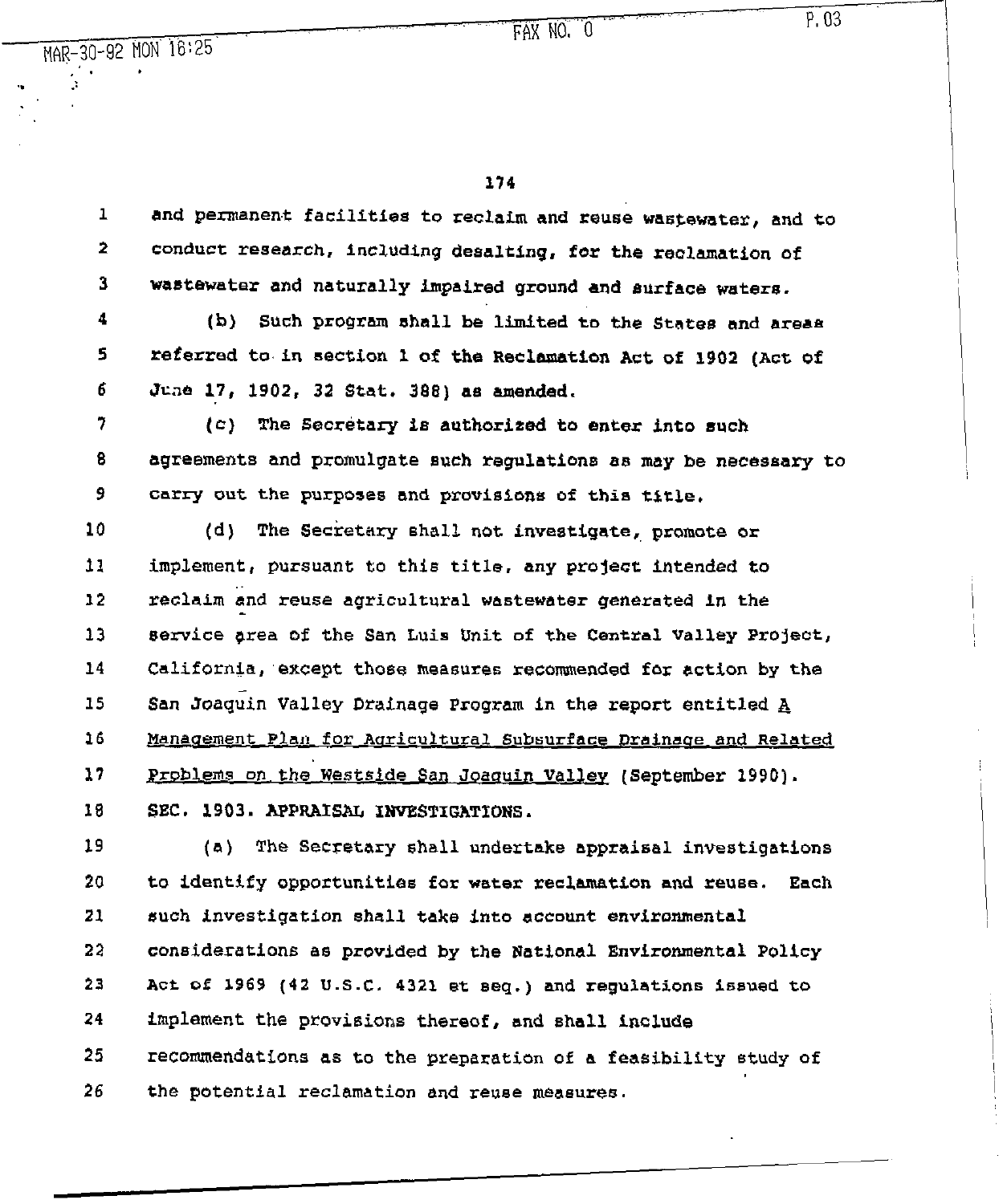and permanent facilities to reclaim and reuse wastewater, and to conduct research, including desalting, for the reclamation of wastewater and naturally impaired ground and surface waters.

(b) Such program shall be limited to the States and areas referred to in section 1 of the Reclamation Act of 1902 (Act of June 17, 1902, 32 Stat. 388) as amended.

(c) The Secretary is authorized to enter into such agreements and promulgate such regulations as may be necessary to carry out the purposes and provisions of this title.

(d) The Secretary shall not investigate, promote or implement, pursuant to this title, any project intended to reclaim and reuse agricultural wastewater generated in the service area of the San Luis Unit of the Central Valley Project, California, except those measures recommended for action by the San Joaquin Valley Drainage Program in the report entitled <u>A Management Plan for Agricultural Subsurface Drainage and Related Problems on the Westside San Joaquin Valley</u> (September 1990).

SEC. 1903. APPRAISAL INVESTIGATIONS.

(a) The Secretary shall undertake appraisal investigations to identify opportunities for water reclamation and reuse. Each such investigation shall take into account environmental considerations as provided by the National Environmental Policy Act of 1969 (42 U.S.C. 4321 et seq.) and regulations issued to implement the provisions thereof, and shall include recommendations as to the preparation of a feasibility study of the potential reclamation and reuse measures.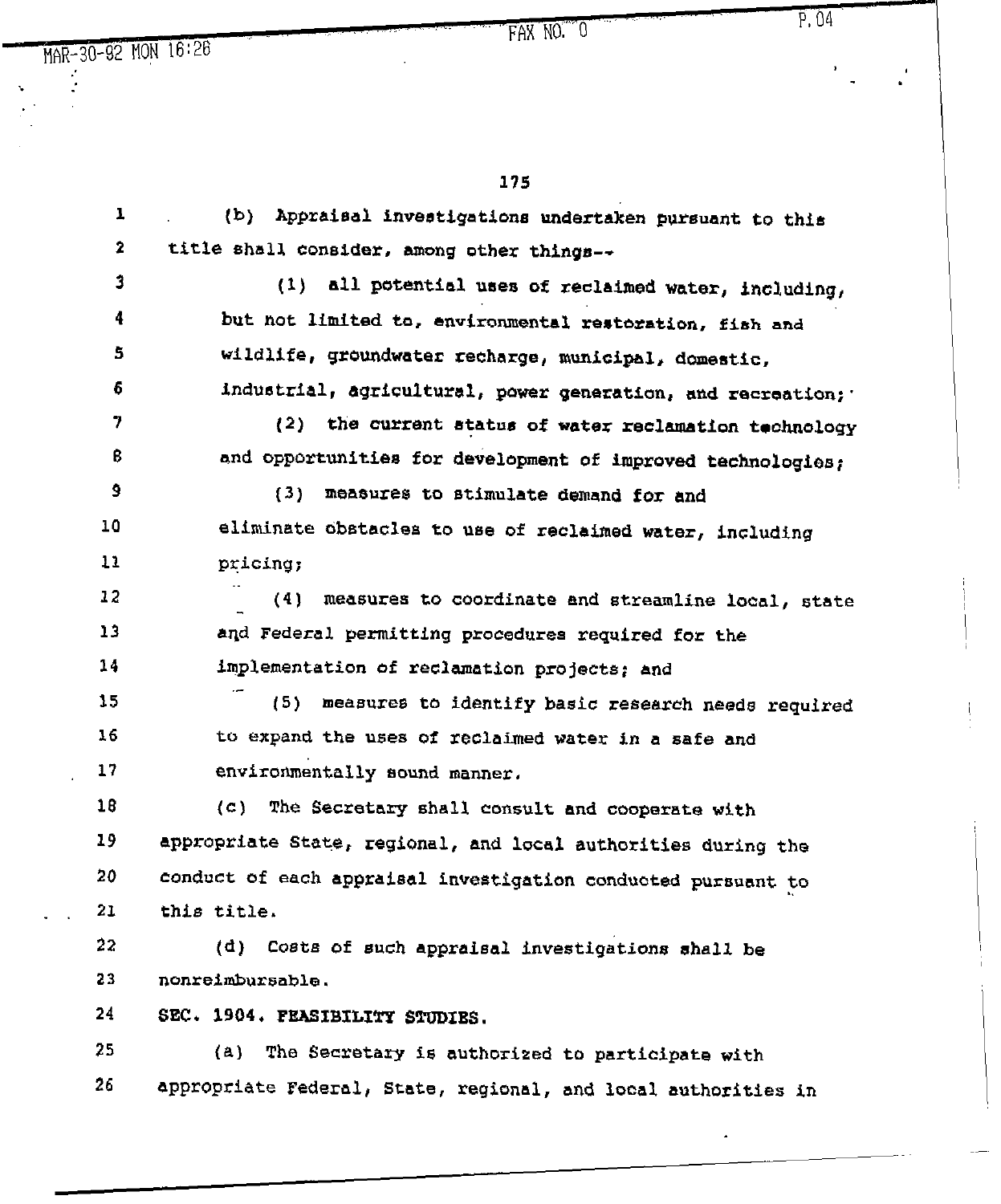(b) Appraisal investigations undertaken pursuant to this title shall consider, among other things--

(1) all potential uses of reclaimed water, including, but not limited to, environmental restoration, fish and wildlife, groundwater recharge, municipal, domestic, industrial, agricultural, power generation, and recreation;

(2) the current status of water reclamation technology and opportunities for development of improved technologies;

(3) measures to stimulate demand for and eliminate obstacles to use of reclaimed water, including pricing;

(4) measures to coordinate and streamline local, state and Federal permitting procedures required for the implementation of reclamation projects; and

(5) measures to identify basic research needs required to expand the uses of reclaimed water in a safe and environmentally sound manner.

(c) The Secretary shall consult and cooperate with appropriate State, regional, and local authorities during the conduct of each appraisal investigation conducted pursuant to this title.

(d) Costs of such appraisal investigations shall be nonreimbursable.

SEC. 1904. FEASIBILITY STUDIES.

(a) The Secretary is authorized to participate with appropriate Federal, State, regional, and local authorities in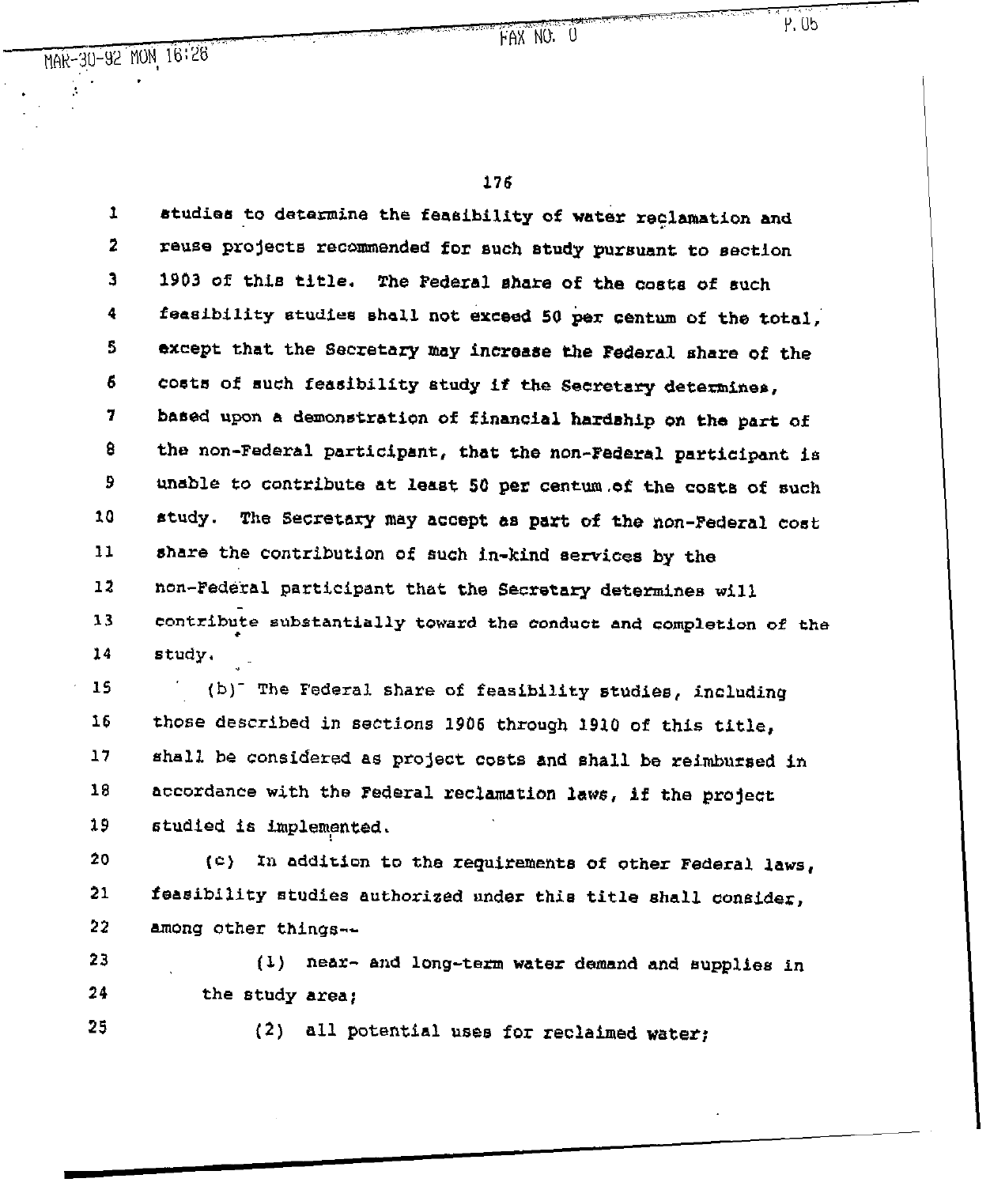studies to determine the feasibility of water reclamation and reuse projects recommended for such study pursuant to section 1903 of this title. The Federal share of the costs of such feasibility studies shall not exceed 50 per centum of the total, except that the Secretary may increase the Federal share of the costs of such feasibility study if the Secretary determines, based upon a demonstration of financial hardship on the part of the non-Federal participant, that the non-Federal participant is unable to contribute at least 50 per centum of the costs of such study. The Secretary may accept as part of the non-Federal cost share the contribution of such in-kind services by the non-Federal participant that the Secretary determines will contribute substantially toward the conduct and completion of the study.

(b) The Federal share of feasibility studies, including those described in sections 1906 through 1910 of this title, shall be considered as project costs and shall be reimbursed in accordance with the Federal reclamation laws, if the project studied is implemented.

(c) In addition to the requirements of other Federal laws, feasibility studies authorized under this title shall consider, among other things--

(1) near- and long-term water demand and supplies in the study area;

(2) all potential uses for reclaimed water;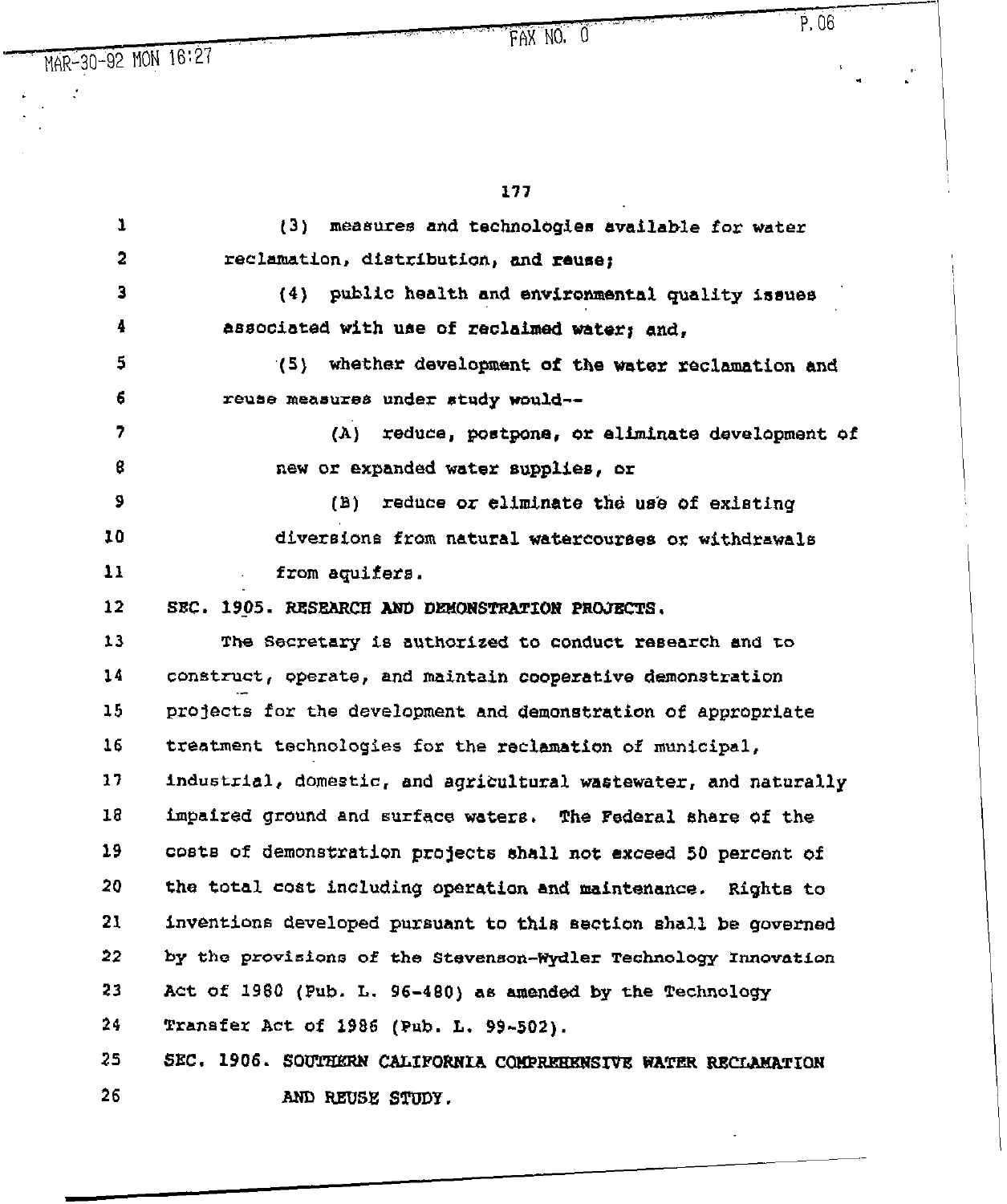(3) measures and technologies available for water reclamation, distribution, and reuse;

(4) public health and environmental quality issues associated with use of reclaimed water; and,

(5) whether development of the water reclamation and reuse measures under study would--

(A) reduce, postpone, or eliminate development of new or expanded water supplies, or

(B) reduce or eliminate the use of existing diversions from natural watercourses or withdrawals from aquifers.

**SEC. 1905. RESEARCH AND DEMONSTRATION PROJECTS.**

The Secretary is authorized to conduct research and to construct, operate, and maintain cooperative demonstration projects for the development and demonstration of appropriate treatment technologies for the reclamation of municipal, industrial, domestic, and agricultural wastewater, and naturally impaired ground and surface waters. The Federal share of the costs of demonstration projects shall not exceed 50 percent of the total cost including operation and maintenance. Rights to inventions developed pursuant to this section shall be governed by the provisions of the Stevenson-Wydler Technology Innovation Act of 1980 (Pub. L. 96-480) as amended by the Technology Transfer Act of 1986 (Pub. L. 99-502).

**SEC. 1906. SOUTHERN CALIFORNIA COMPREHENSIVE WATER RECLAMATION AND REUSE STUDY.**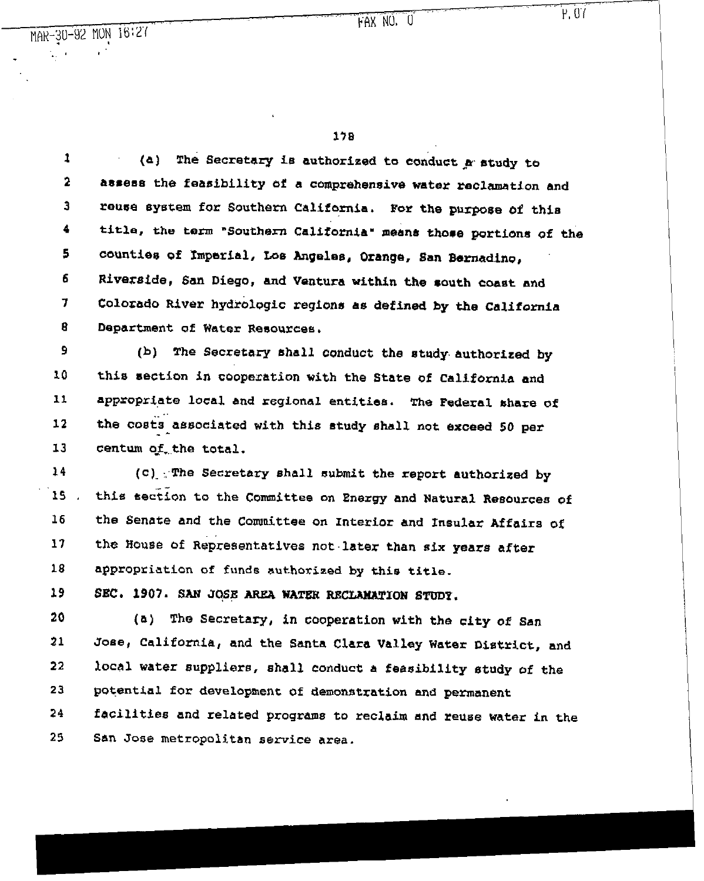(a) The Secretary is authorized to conduct a study to assess the feasibility of a comprehensive water reclamation and reuse system for Southern California. For the purpose of this title, the term "Southern California" means those portions of the counties of Imperial, Los Angeles, Orange, San Bernadino, Riverside, San Diego, and Ventura within the south coast and Colorado River hydrologic regions as defined by the California Department of Water Resources.

(b) The Secretary shall conduct the study authorized by this section in cooperation with the State of California and appropriate local and regional entities. The Federal share of the costs associated with this study shall not exceed 50 per centum of the total.

(c) The Secretary shall submit the report authorized by this section to the Committee on Energy and Natural Resources of the Senate and the Committee on Interior and Insular Affairs of the House of Representatives not later than six years after appropriation of funds authorized by this title.

SEC. 1907. SAN JOSE AREA WATER RECLAMATION STUDY.

(a) The Secretary, in cooperation with the city of San Jose, California, and the Santa Clara Valley Water District, and local water suppliers, shall conduct a feasibility study of the potential for development of demonstration and permanent facilities and related programs to reclaim and reuse water in the San Jose metropolitan service area.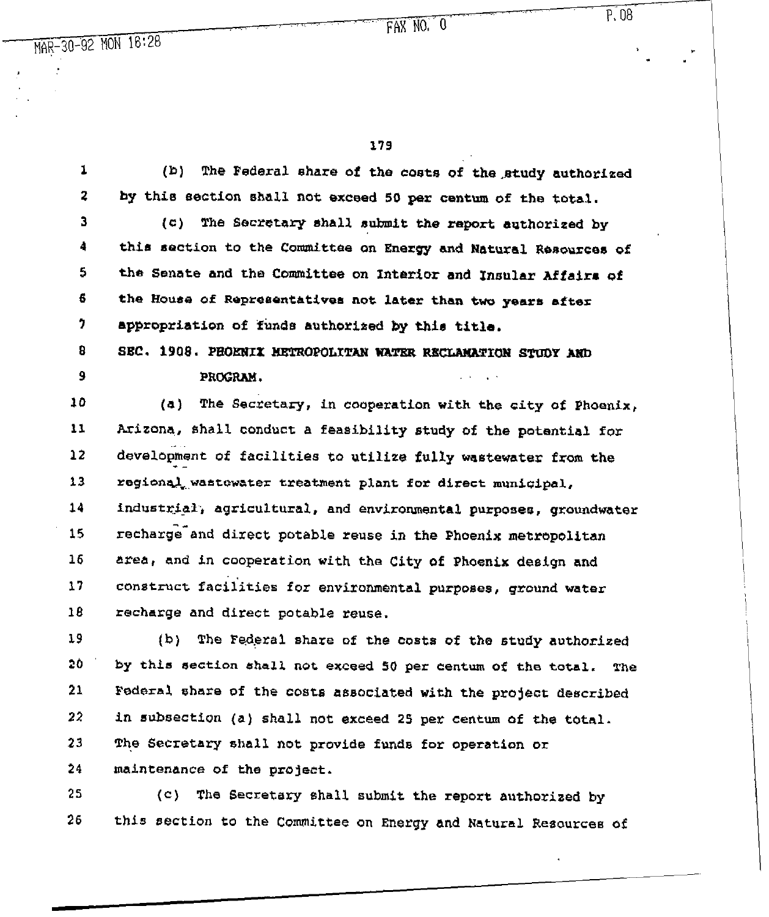(b) The Federal share of the costs of the study authorized by this section shall not exceed 50 per centum of the total.

(c) The Secretary shall submit the report authorized by this section to the Committee on Energy and Natural Resources of the Senate and the Committee on Interior and Insular Affairs of the House of Representatives not later than two years after appropriation of funds authorized by this title.

**SEC. 1908. PHOENIX METROPOLITAN WATER RECLAMATION STUDY AND PROGRAM.**

(a) The Secretary, in cooperation with the city of Phoenix, Arizona, shall conduct a feasibility study of the potential for development of facilities to utilize fully wastewater from the regional wastewater treatment plant for direct municipal, industrial, agricultural, and environmental purposes, groundwater recharge and direct potable reuse in the Phoenix metropolitan area, and in cooperation with the City of Phoenix design and construct facilities for environmental purposes, ground water recharge and direct potable reuse.

(b) The Federal share of the costs of the study authorized by this section shall not exceed 50 per centum of the total. The Federal share of the costs associated with the project described in subsection (a) shall not exceed 25 per centum of the total. The Secretary shall not provide funds for operation or maintenance of the project.

(c) The Secretary shall submit the report authorized by this section to the Committee on Energy and Natural Resources of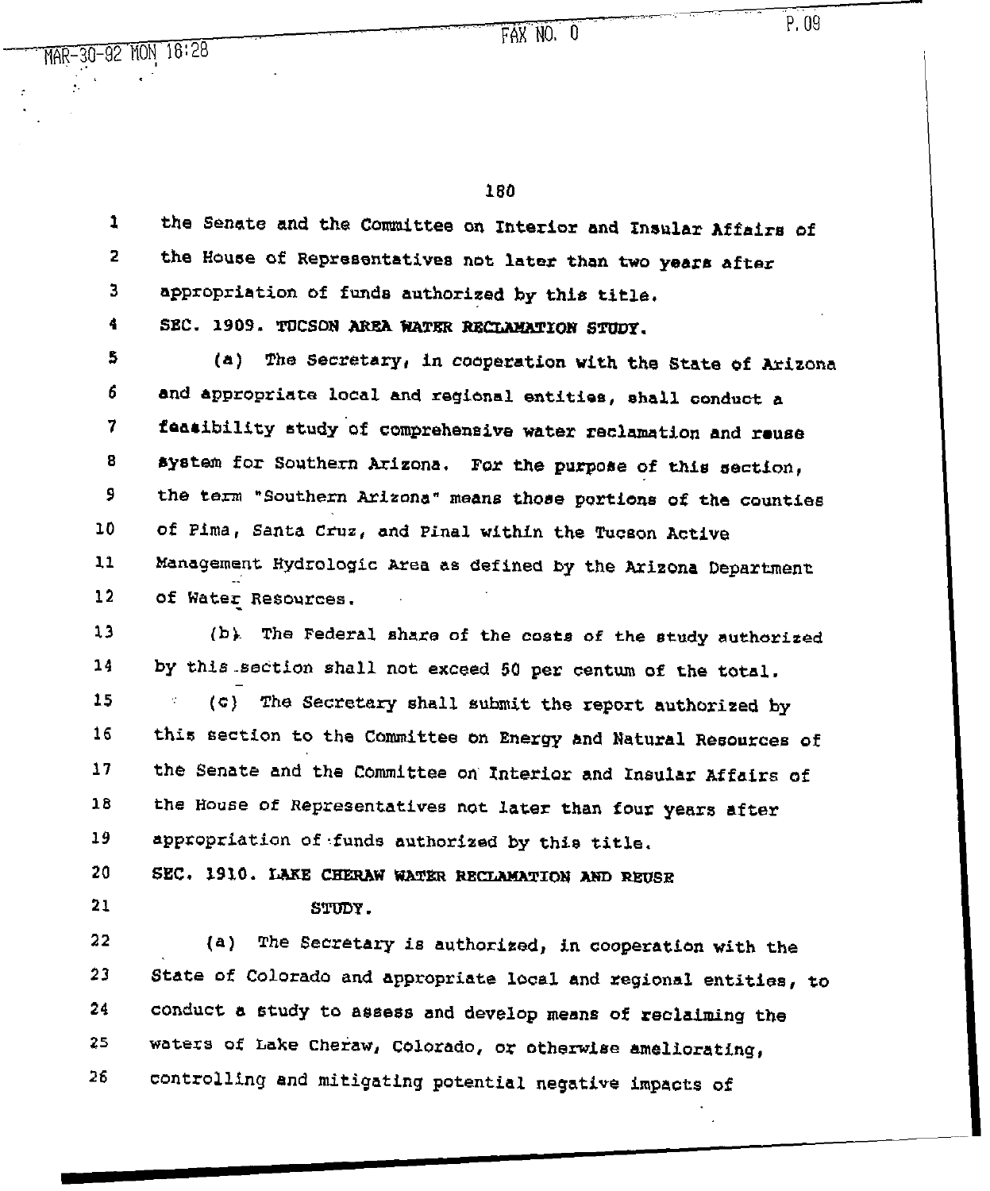the Senate and the Committee on Interior and Insular Affairs of the House of Representatives not later than two years after appropriation of funds authorized by this title.

**SEC. 1909. TUCSON AREA WATER RECLAMATION STUDY.**

(a) The Secretary, in cooperation with the State of Arizona and appropriate local and regional entities, shall conduct a feasibility study of comprehensive water reclamation and reuse system for Southern Arizona. For the purpose of this section, the term "Southern Arizona" means those portions of the counties of Pima, Santa Cruz, and Pinal within the Tucson Active Management Hydrologic Area as defined by the Arizona Department of Water Resources.

(b) The Federal share of the costs of the study authorized by this section shall not exceed 50 per centum of the total.

(c) The Secretary shall submit the report authorized by this section to the Committee on Energy and Natural Resources of the Senate and the Committee on Interior and Insular Affairs of the House of Representatives not later than four years after appropriation of funds authorized by this title.

**SEC. 1910. LAKE CHERAW WATER RECLAMATION AND REUSE STUDY.**

(a) The Secretary is authorized, in cooperation with the State of Colorado and appropriate local and regional entities, to conduct a study to assess and develop means of reclaiming the waters of Lake Cheraw, Colorado, or otherwise ameliorating, controlling and mitigating potential negative impacts of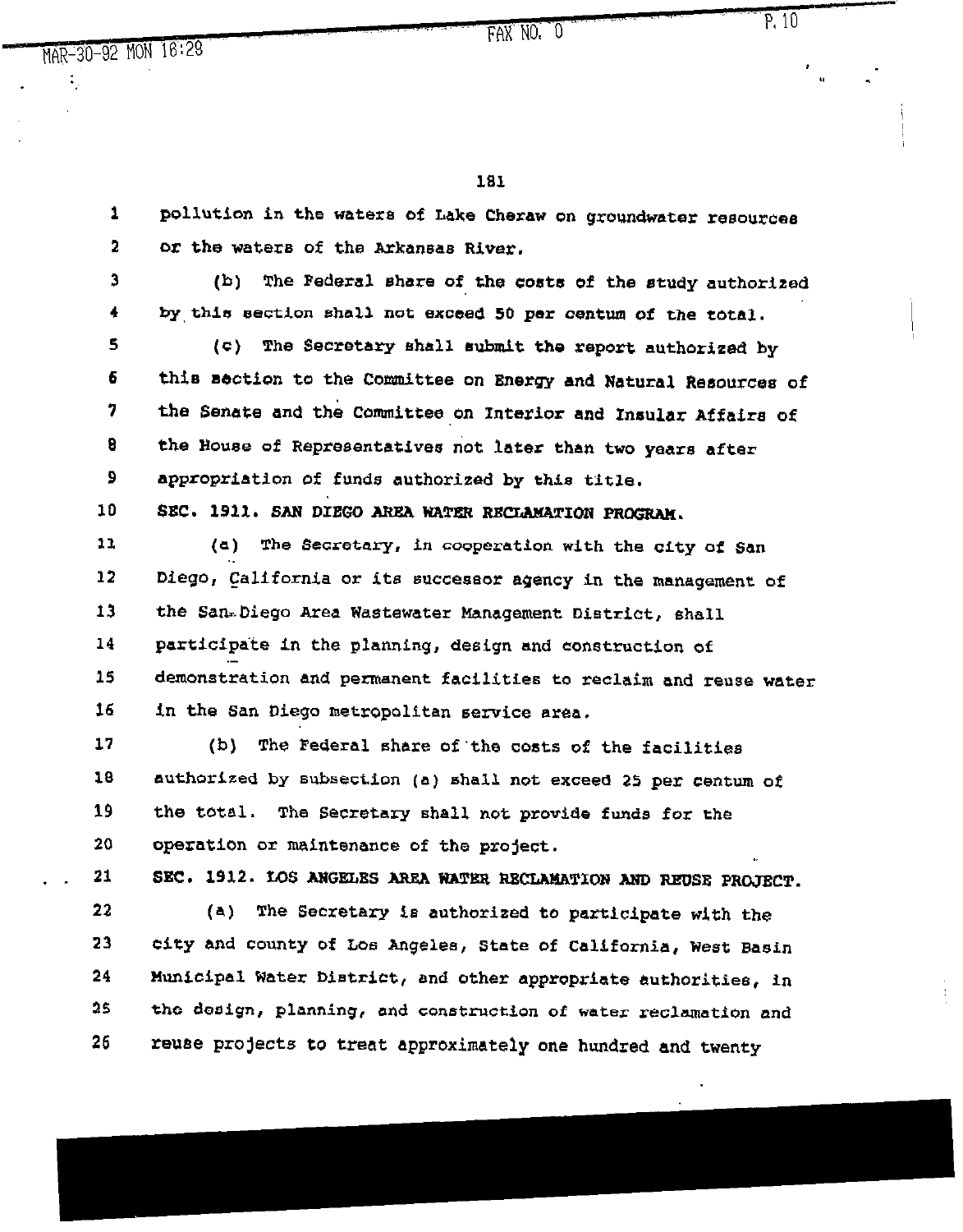pollution in the waters of Lake Cheraw on groundwater resources or the waters of the Arkansas River.

(b) The Federal share of the costs of the study authorized by this section shall not exceed 50 per centum of the total.

(c) The Secretary shall submit the report authorized by this section to the Committee on Energy and Natural Resources of the Senate and the Committee on Interior and Insular Affairs of the House of Representatives not later than two years after appropriation of funds authorized by this title.

**SEC. 1911. SAN DIEGO AREA WATER RECLAMATION PROGRAM.**

(a) The Secretary, in cooperation with the city of San Diego, California or its successor agency in the management of the San Diego Area Wastewater Management District, shall participate in the planning, design and construction of demonstration and permanent facilities to reclaim and reuse water in the San Diego metropolitan service area.

(b) The Federal share of the costs of the facilities authorized by subsection (a) shall not exceed 25 per centum of the total. The Secretary shall not provide funds for the operation or maintenance of the project.

**SEC. 1912. LOS ANGELES AREA WATER RECLAMATION AND REUSE PROJECT.**

(a) The Secretary is authorized to participate with the city and county of Los Angeles, State of California, West Basin Municipal Water District, and other appropriate authorities, in the design, planning, and construction of water reclamation and reuse projects to treat approximately one hundred and twenty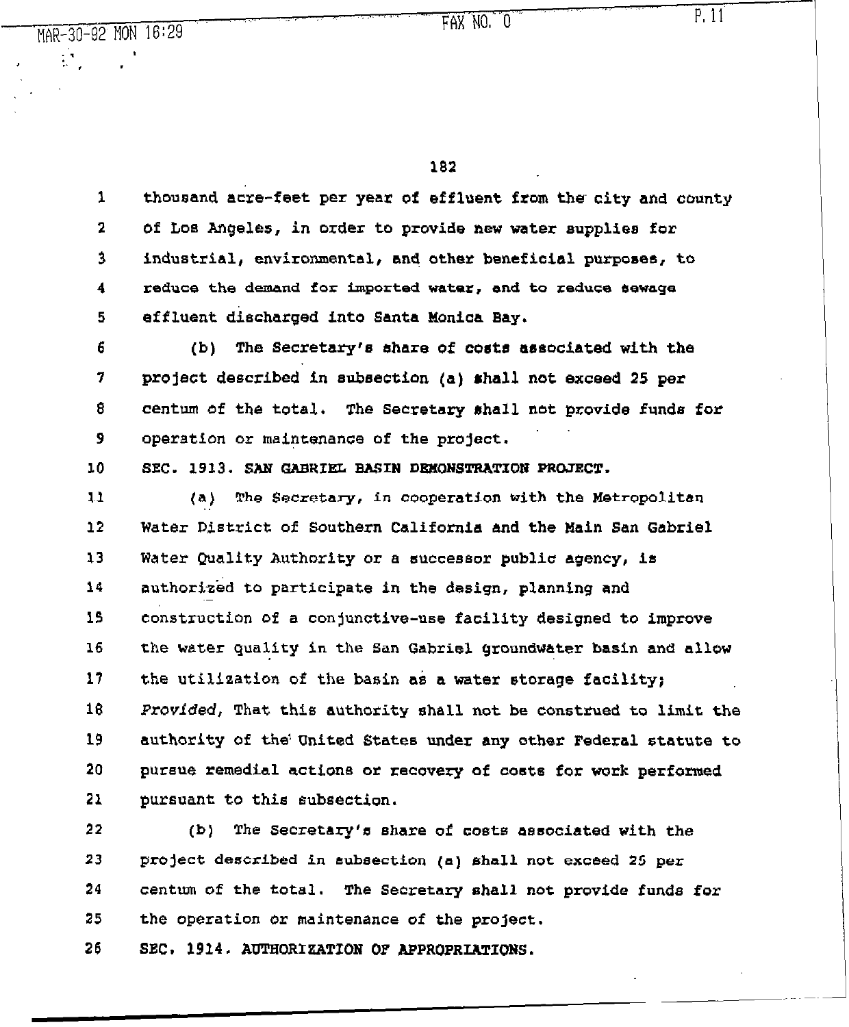thousand acre-feet per year of effluent from the city and county of Los Angeles, in order to provide new water supplies for industrial, environmental, and other beneficial purposes, to reduce the demand for imported water, and to reduce sewage effluent discharged into Santa Monica Bay.

(b) The Secretary's share of costs associated with the project described in subsection (a) shall not exceed 25 per centum of the total. The Secretary shall not provide funds for operation or maintenance of the project.

SEC. 1913. SAN GABRIEL BASIN DEMONSTRATION PROJECT.

(a) The Secretary, in cooperation with the Metropolitan Water District of Southern California and the Main San Gabriel Water Quality Authority or a successor public agency, is authorized to participate in the design, planning and construction of a conjunctive-use facility designed to improve the water quality in the San Gabriel groundwater basin and allow the utilization of the basin as a water storage facility; *Provided*, That this authority shall not be construed to limit the authority of the United States under any other Federal statute to pursue remedial actions or recovery of costs for work performed pursuant to this subsection.

(b) The Secretary's share of costs associated with the project described in subsection (a) shall not exceed 25 per centum of the total. The Secretary shall not provide funds for the operation or maintenance of the project.

SEC. 1914. AUTHORIZATION OF APPROPRIATIONS.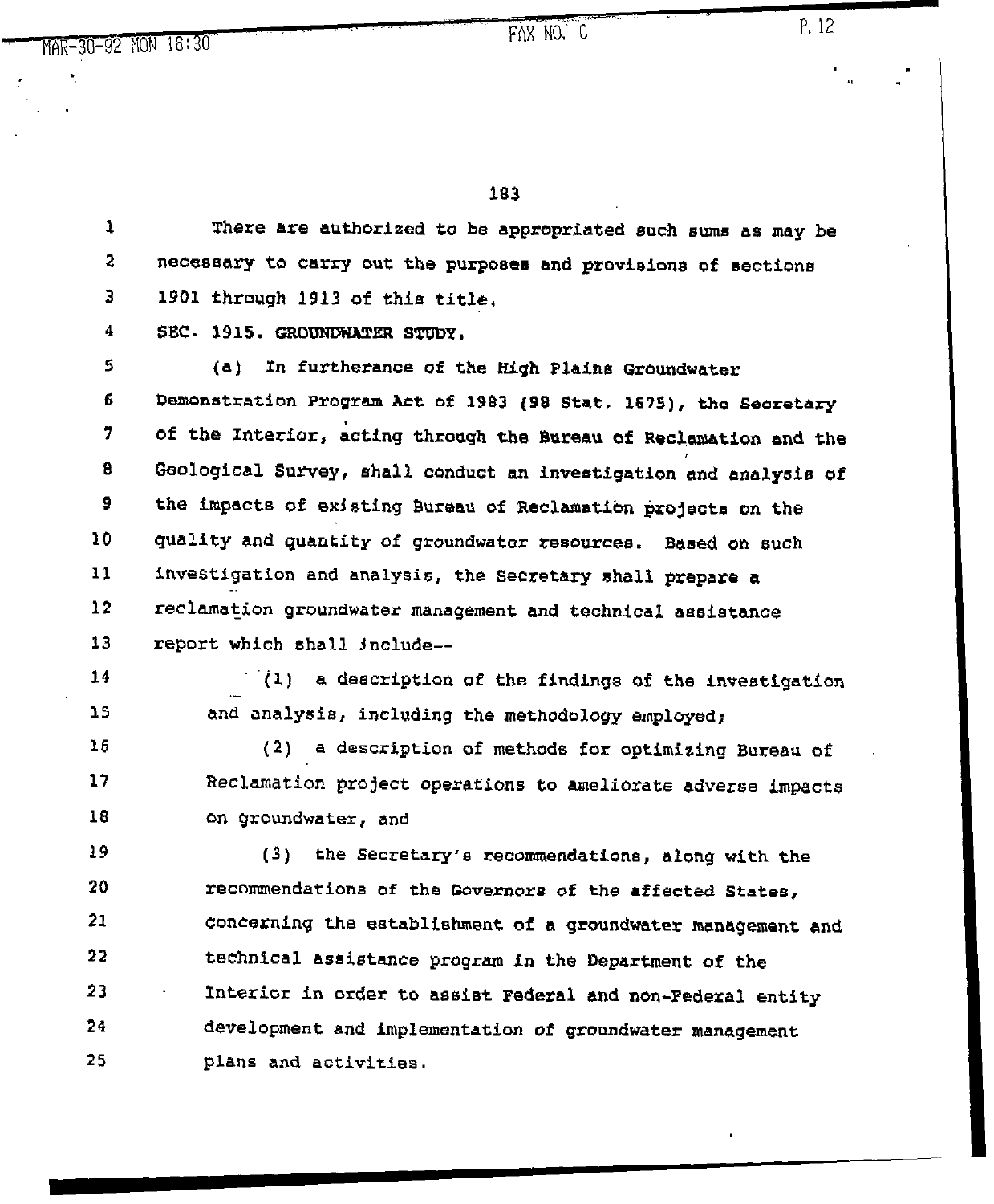There are authorized to be appropriated such sums as may be necessary to carry out the purposes and provisions of sections 1901 through 1913 of this title.

**SEC. 1915. GROUNDWATER STUDY.**

(a) In furtherance of the High Plains Groundwater Demonstration Program Act of 1983 (98 Stat. 1675), the Secretary of the Interior, acting through the Bureau of Reclamation and the Geological Survey, shall conduct an investigation and analysis of the impacts of existing Bureau of Reclamation projects on the quality and quantity of groundwater resources. Based on such investigation and analysis, the Secretary shall prepare a reclamation groundwater management and technical assistance report which shall include--

(1) a description of the findings of the investigation and analysis, including the methodology employed;

(2) a description of methods for optimizing Bureau of Reclamation project operations to ameliorate adverse impacts on groundwater, and

(3) the Secretary's recommendations, along with the recommendations of the Governors of the affected States, concerning the establishment of a groundwater management and technical assistance program in the Department of the Interior in order to assist Federal and non-Federal entity development and implementation of groundwater management plans and activities.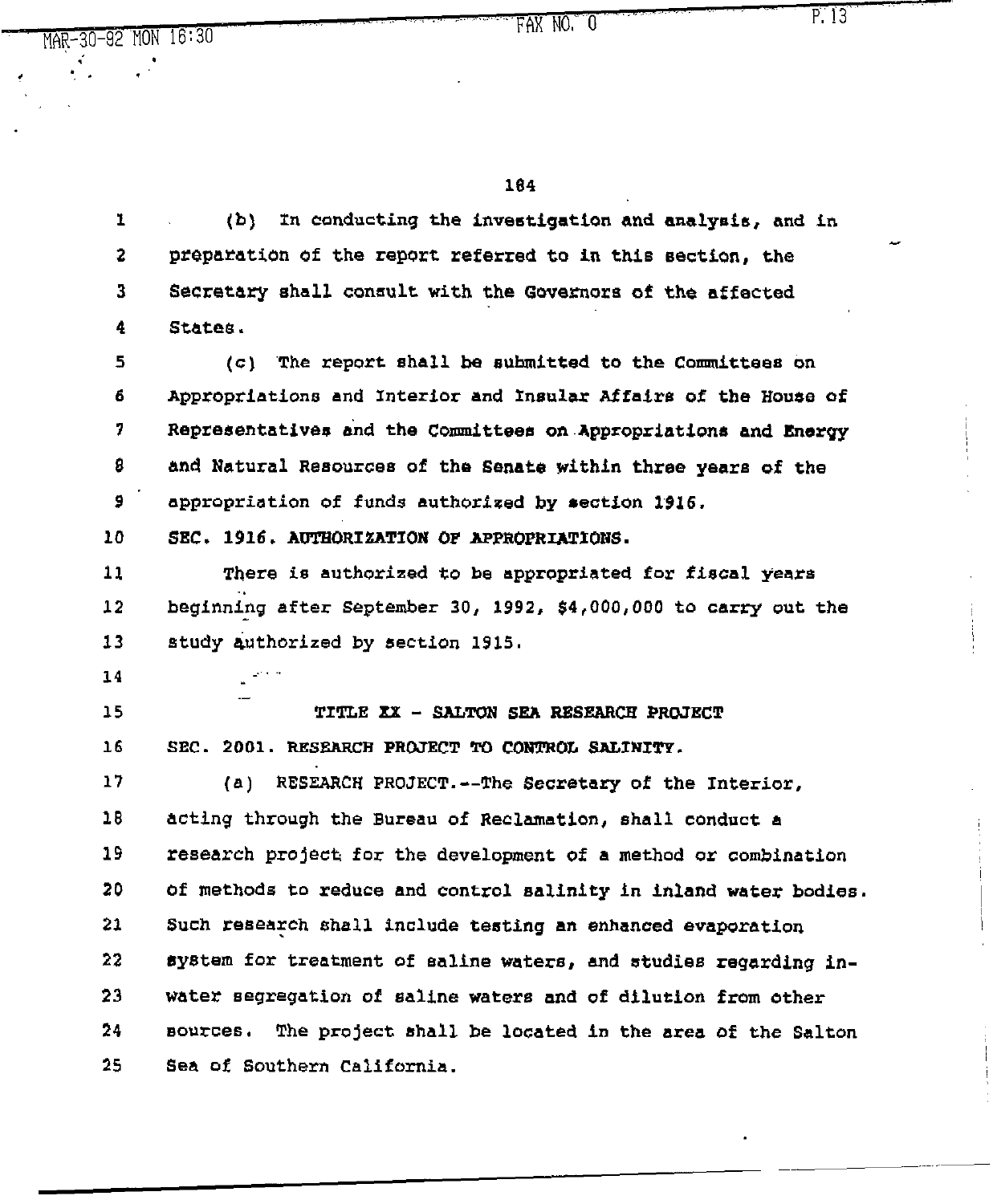(b) In conducting the investigation and analysis, and in preparation of the report referred to in this section, the Secretary shall consult with the Governors of the affected States.

(c) The report shall be submitted to the Committees on Appropriations and Interior and Insular Affairs of the House of Representatives and the Committees on Appropriations and Energy and Natural Resources of the Senate within three years of the appropriation of funds authorized by section 1916.

**SEC. 1916. AUTHORIZATION OF APPROPRIATIONS.**

There is authorized to be appropriated for fiscal years beginning after September 30, 1992, $4,000,000 to carry out the study authorized by section 1915.

## TITLE XX - SALTON SEA RESEARCH PROJECT

**SEC. 2001. RESEARCH PROJECT TO CONTROL SALINITY.**

(a) RESEARCH PROJECT.--The Secretary of the Interior, acting through the Bureau of Reclamation, shall conduct a research project for the development of a method or combination of methods to reduce and control salinity in inland water bodies. Such research shall include testing an enhanced evaporation system for treatment of saline waters, and studies regarding in-water segregation of saline waters and of dilution from other sources. The project shall be located in the area of the Salton Sea of Southern California.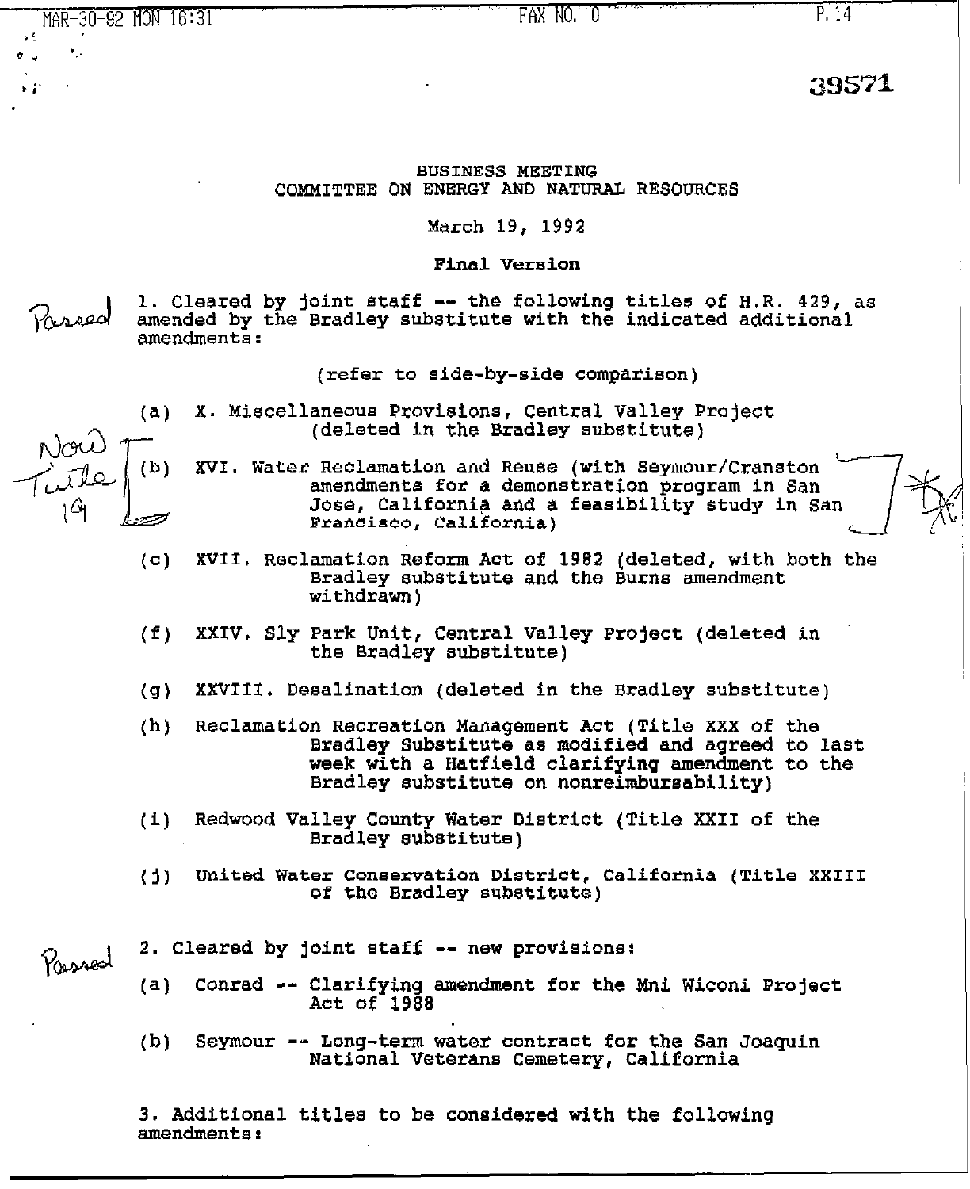39571

BUSINESS MEETING
COMMITTEE ON ENERGY AND NATURAL RESOURCES

March 19, 1992

**Final Version**

Passed

1. Cleared by joint staff -- the following titles of H.R. 429, as amended by the Bradley substitute with the indicated additional amendments:

(refer to side-by-side comparison)

(a) X. Miscellaneous Provisions, Central Valley Project (deleted in the Bradley substitute)

Now Title 19

(b) XVI. Water Reclamation and Reuse (with Seymour/Cranston amendments for a demonstration program in San Jose, California and a feasibility study in San Francisco, California)

(c) XVII. Reclamation Reform Act of 1982 (deleted, with both the Bradley substitute and the Burns amendment withdrawn)

(f) XXIV. Sly Park Unit, Central Valley Project (deleted in the Bradley substitute)

(g) XXVIII. Desalination (deleted in the Bradley substitute)

(h) Reclamation Recreation Management Act (Title XXX of the Bradley Substitute as modified and agreed to last week with a Hatfield clarifying amendment to the Bradley substitute on nonreimbursability)

(i) Redwood Valley County Water District (Title XXII of the Bradley substitute)

(j) United Water Conservation District, California (Title XXIII of the Bradley substitute)

Passed

2. Cleared by joint staff -- new provisions:

(a) Conrad -- Clarifying amendment for the Mni Wiconi Project Act of 1988

(b) Seymour -- Long-term water contract for the San Joaquin National Veterans Cemetery, California

3. Additional titles to be considered with the following amendments: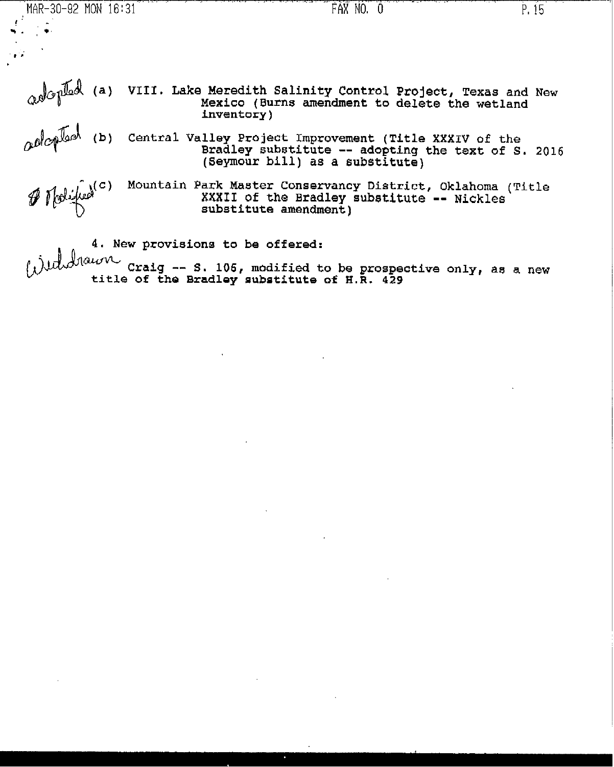adopted (a) VIII. Lake Meredith Salinity Control Project, Texas and New Mexico (Burns amendment to delete the wetland inventory)

adopted (b) Central Valley Project Improvement (Title XXXIV of the Bradley substitute -- adopting the text of S. 2016 (Seymour bill) as a substitute)

Modified (c) Mountain Park Master Conservancy District, Oklahoma (Title XXXII of the Bradley substitute -- Nickles substitute amendment)

4. New provisions to be offered:

Withdrawn Craig -- S. 106, modified to be prospective only, as a new title of the Bradley substitute of H.R. 429